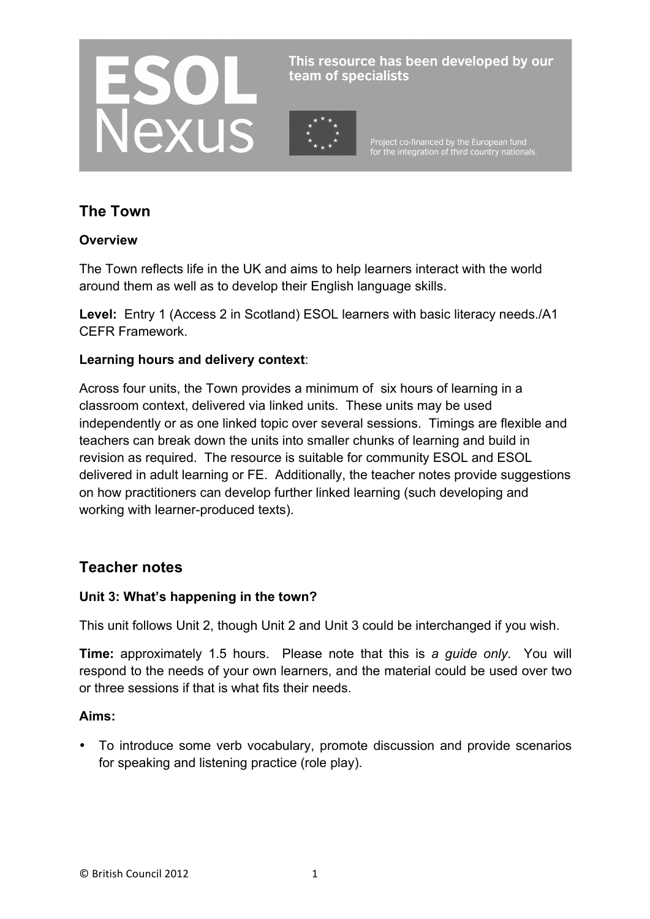ESOL Nexus

This resource has been developed by our team of specialists

Project co-financed by the European fund for the integration of third country nationals.

## The Town

### Overview

The Town reflects life in the UK and aims to help learners interact with the world around them as well as to develop their English language skills.

**Level:** Entry 1 (Access 2 in Scotland) ESOL learners with basic literacy needs./A1 CEFR Framework.

**Learning hours and delivery context**:

Across four units, the Town provides a minimum of six hours of learning in a classroom context, delivered via linked units. These units may be used independently or as one linked topic over several sessions. Timings are flexible and teachers can break down the units into smaller chunks of learning and build in revision as required. The resource is suitable for community ESOL and ESOL delivered in adult learning or FE. Additionally, the teacher notes provide suggestions on how practitioners can develop further linked learning (such developing and working with learner-produced texts).

## Teacher notes

### Unit 3: What's happening in the town?

This unit follows Unit 2, though Unit 2 and Unit 3 could be interchanged if you wish.

**Time:** approximately 1.5 hours. Please note that this is *a guide only*. You will respond to the needs of your own learners, and the material could be used over two or three sessions if that is what fits their needs.

**Aims:**

- To introduce some verb vocabulary, promote discussion and provide scenarios for speaking and listening practice (role play).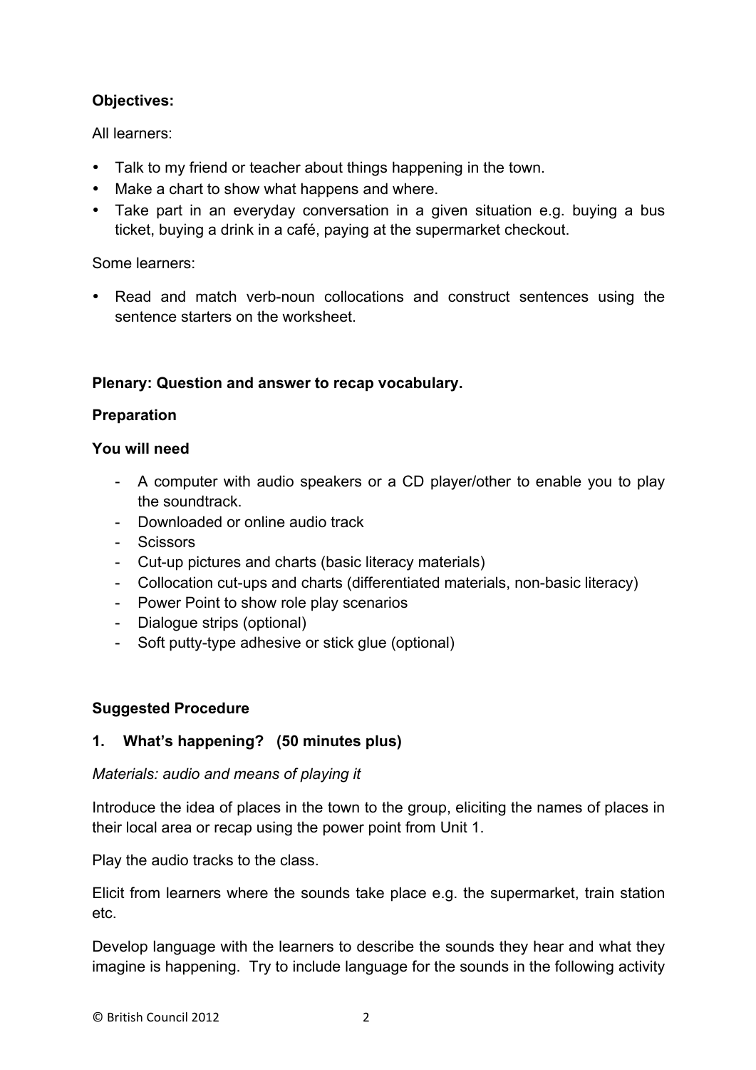**Objectives:**

All learners:

- Talk to my friend or teacher about things happening in the town.
- Make a chart to show what happens and where.
- Take part in an everyday conversation in a given situation e.g. buying a bus ticket, buying a drink in a café, paying at the supermarket checkout.

Some learners:

- Read and match verb-noun collocations and construct sentences using the sentence starters on the worksheet.

**Plenary: Question and answer to recap vocabulary.**

**Preparation**

**You will need**

- A computer with audio speakers or a CD player/other to enable you to play the soundtrack.
- Downloaded or online audio track
- Scissors
- Cut-up pictures and charts (basic literacy materials)
- Collocation cut-ups and charts (differentiated materials, non-basic literacy)
- Power Point to show role play scenarios
- Dialogue strips (optional)
- Soft putty-type adhesive or stick glue (optional)

**Suggested Procedure**

**1. What's happening? (50 minutes plus)**

*Materials: audio and means of playing it*

Introduce the idea of places in the town to the group, eliciting the names of places in their local area or recap using the power point from Unit 1.

Play the audio tracks to the class.

Elicit from learners where the sounds take place e.g. the supermarket, train station etc.

Develop language with the learners to describe the sounds they hear and what they imagine is happening. Try to include language for the sounds in the following activity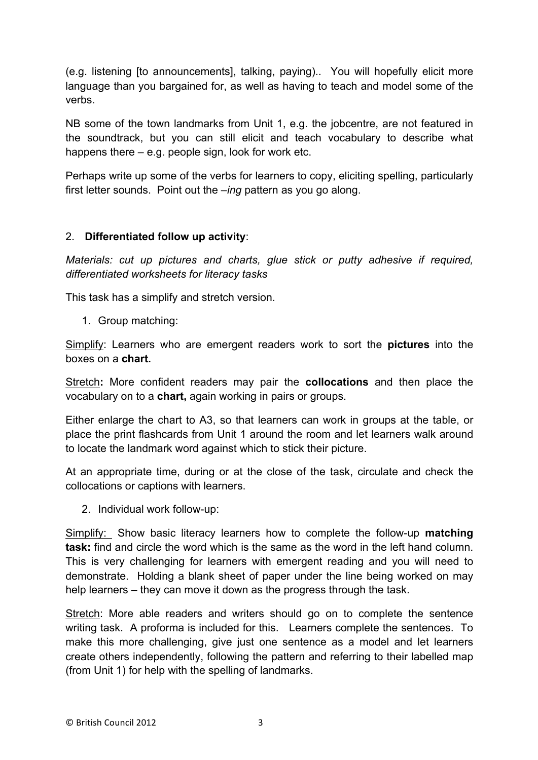(e.g. listening [to announcements], talking, paying).. You will hopefully elicit more language than you bargained for, as well as having to teach and model some of the verbs.

NB some of the town landmarks from Unit 1, e.g. the jobcentre, are not featured in the soundtrack, but you can still elicit and teach vocabulary to describe what happens there – e.g. people sign, look for work etc.

Perhaps write up some of the verbs for learners to copy, eliciting spelling, particularly first letter sounds. Point out the *–ing* pattern as you go along.

2. **Differentiated follow up activity**:

*Materials: cut up pictures and charts, glue stick or putty adhesive if required, differentiated worksheets for literacy tasks*

This task has a simplify and stretch version.

1. Group matching:

<u>Simplify</u>: Learners who are emergent readers work to sort the **pictures** into the boxes on a **chart.**

<u>Stretch</u>**:** More confident readers may pair the **collocations** and then place the vocabulary on to a **chart,** again working in pairs or groups.

Either enlarge the chart to A3, so that learners can work in groups at the table, or place the print flashcards from Unit 1 around the room and let learners walk around to locate the landmark word against which to stick their picture.

At an appropriate time, during or at the close of the task, circulate and check the collocations or captions with learners.

2. Individual work follow-up:

<u>Simplify:</u> Show basic literacy learners how to complete the follow-up **matching task:** find and circle the word which is the same as the word in the left hand column. This is very challenging for learners with emergent reading and you will need to demonstrate. Holding a blank sheet of paper under the line being worked on may help learners – they can move it down as the progress through the task.

<u>Stretch</u>: More able readers and writers should go on to complete the sentence writing task. A proforma is included for this. Learners complete the sentences. To make this more challenging, give just one sentence as a model and let learners create others independently, following the pattern and referring to their labelled map (from Unit 1) for help with the spelling of landmarks.

© British Council 2012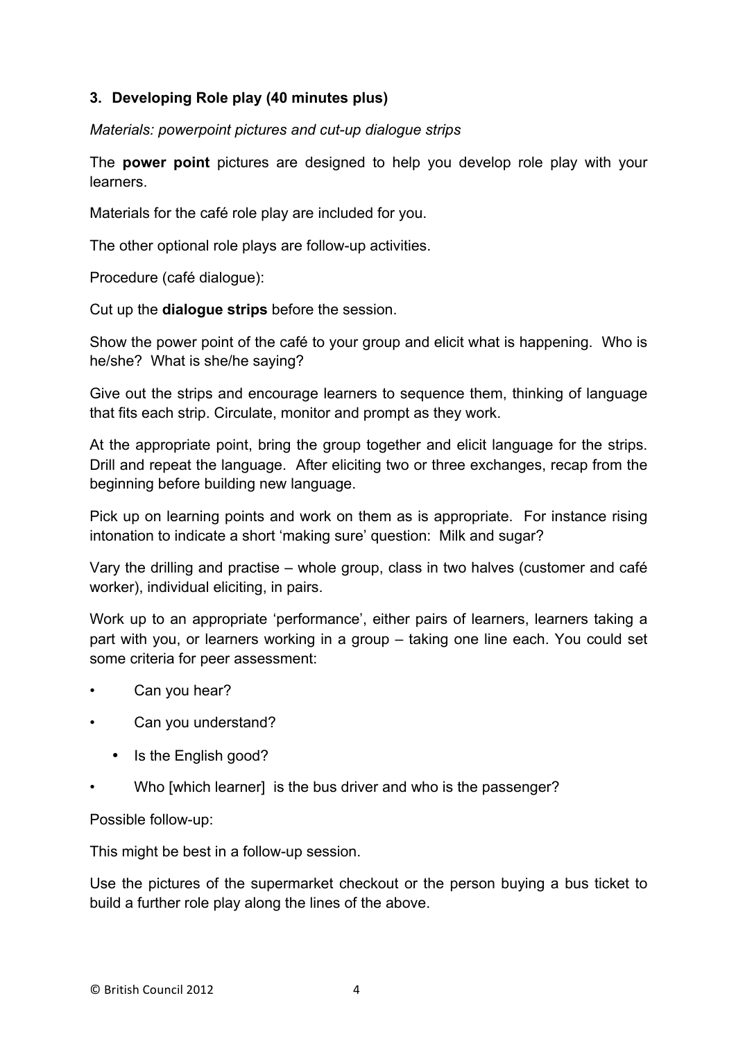### 3. Developing Role play (40 minutes plus)

*Materials: powerpoint pictures and cut-up dialogue strips*

The **power point** pictures are designed to help you develop role play with your learners.

Materials for the café role play are included for you.

The other optional role plays are follow-up activities.

Procedure (café dialogue):

Cut up the **dialogue strips** before the session.

Show the power point of the café to your group and elicit what is happening. Who is he/she? What is she/he saying?

Give out the strips and encourage learners to sequence them, thinking of language that fits each strip. Circulate, monitor and prompt as they work.

At the appropriate point, bring the group together and elicit language for the strips. Drill and repeat the language. After eliciting two or three exchanges, recap from the beginning before building new language.

Pick up on learning points and work on them as is appropriate. For instance rising intonation to indicate a short 'making sure' question: Milk and sugar?

Vary the drilling and practise – whole group, class in two halves (customer and café worker), individual eliciting, in pairs.

Work up to an appropriate 'performance', either pairs of learners, learners taking a part with you, or learners working in a group – taking one line each. You could set some criteria for peer assessment:

- Can you hear?
- Can you understand?
- Is the English good?
- Who [which learner] is the bus driver and who is the passenger?

Possible follow-up:

This might be best in a follow-up session.

Use the pictures of the supermarket checkout or the person buying a bus ticket to build a further role play along the lines of the above.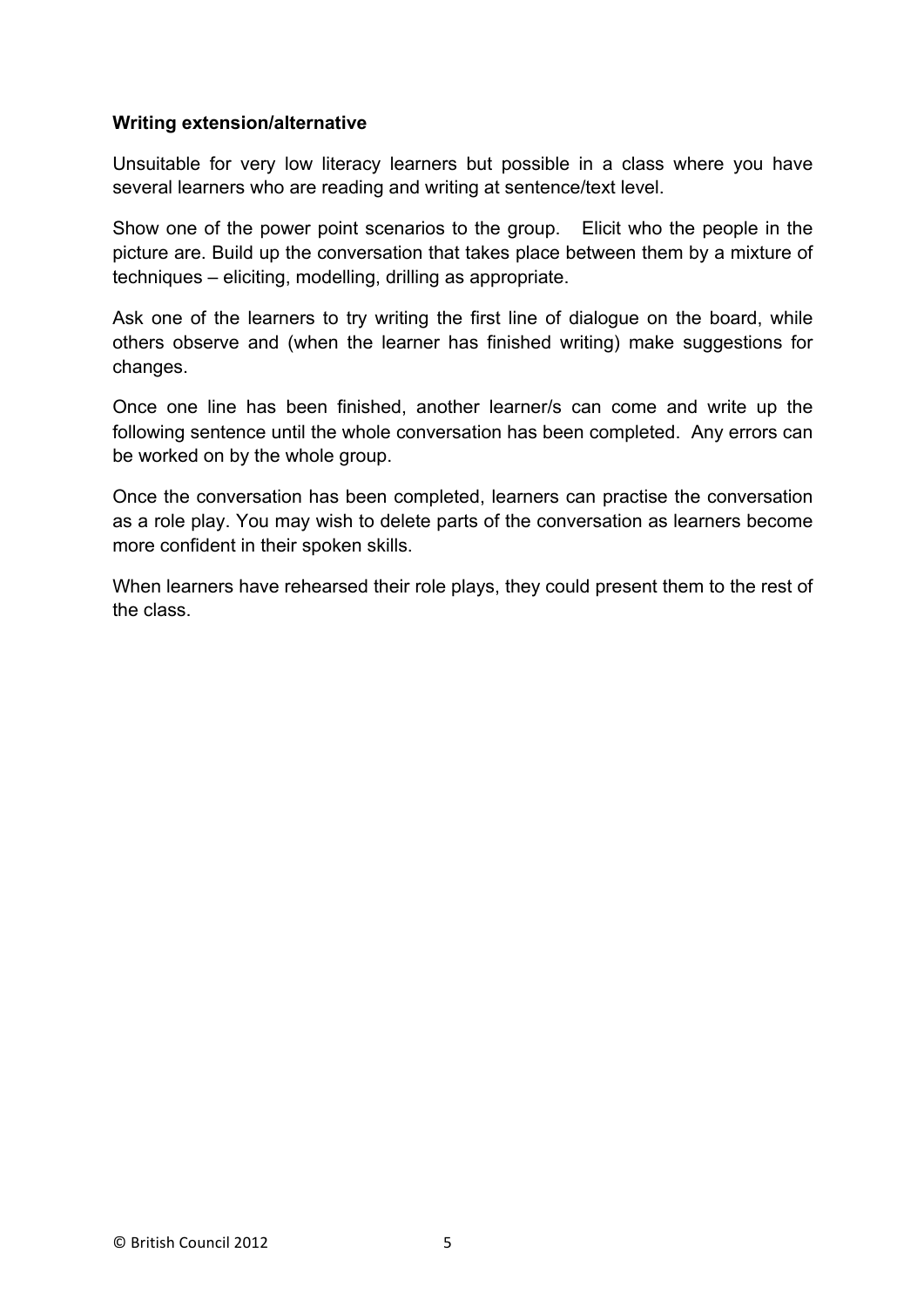**Writing extension/alternative**

Unsuitable for very low literacy learners but possible in a class where you have several learners who are reading and writing at sentence/text level.

Show one of the power point scenarios to the group. Elicit who the people in the picture are. Build up the conversation that takes place between them by a mixture of techniques – eliciting, modelling, drilling as appropriate.

Ask one of the learners to try writing the first line of dialogue on the board, while others observe and (when the learner has finished writing) make suggestions for changes.

Once one line has been finished, another learner/s can come and write up the following sentence until the whole conversation has been completed. Any errors can be worked on by the whole group.

Once the conversation has been completed, learners can practise the conversation as a role play. You may wish to delete parts of the conversation as learners become more confident in their spoken skills.

When learners have rehearsed their role plays, they could present them to the rest of the class.

© British Council 2012